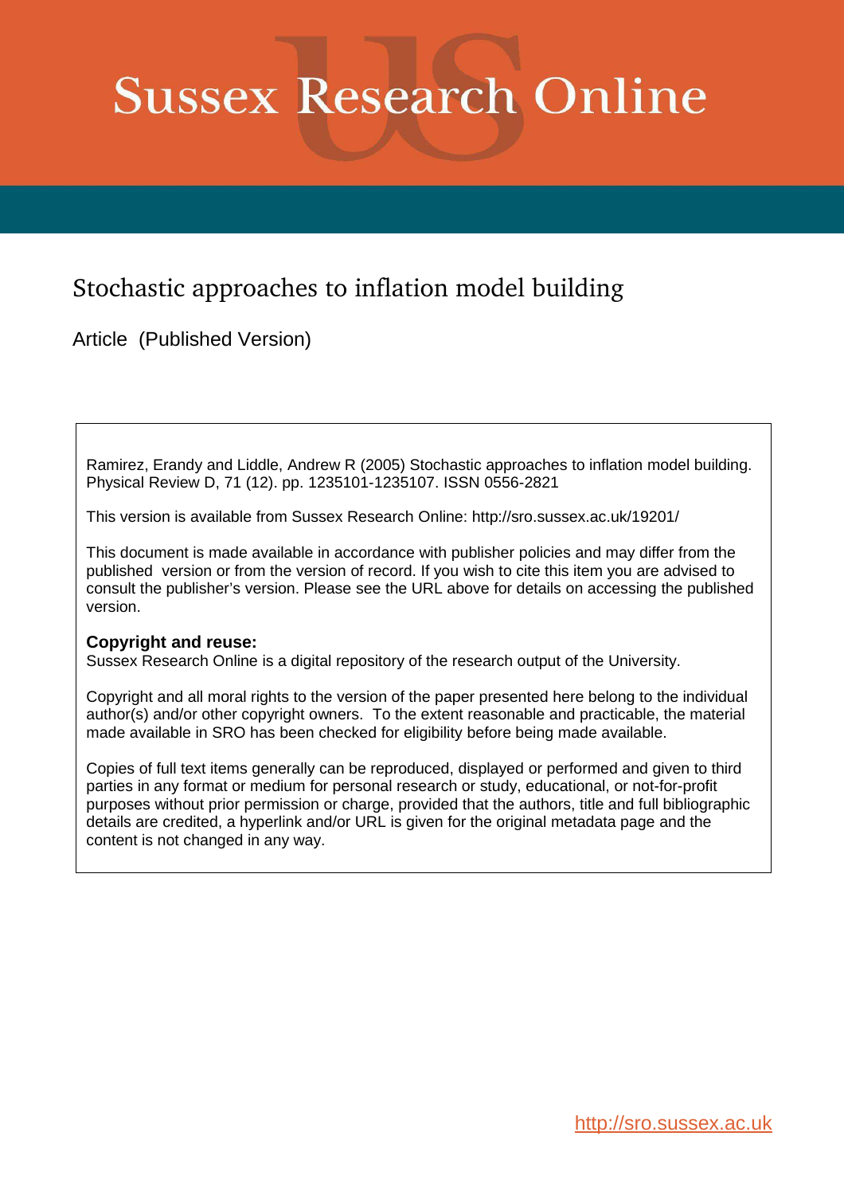# Sussex Research Online

## Stochastic approaches to inflation model building

Article (Published Version)

Ramirez, Erandy and Liddle, Andrew R (2005) Stochastic approaches to inflation model building. Physical Review D, 71 (12). pp. 1235101-1235107. ISSN 0556-2821

This version is available from Sussex Research Online: http://sro.sussex.ac.uk/19201/

This document is made available in accordance with publisher policies and may differ from the published version or from the version of record. If you wish to cite this item you are advised to consult the publisher's version. Please see the URL above for details on accessing the published version.

**Copyright and reuse:**
Sussex Research Online is a digital repository of the research output of the University.

Copyright and all moral rights to the version of the paper presented here belong to the individual author(s) and/or other copyright owners. To the extent reasonable and practicable, the material made available in SRO has been checked for eligibility before being made available.

Copies of full text items generally can be reproduced, displayed or performed and given to third parties in any format or medium for personal research or study, educational, or not-for-profit purposes without prior permission or charge, provided that the authors, title and full bibliographic details are credited, a hyperlink and/or URL is given for the original metadata page and the content is not changed in any way.

http://sro.sussex.ac.uk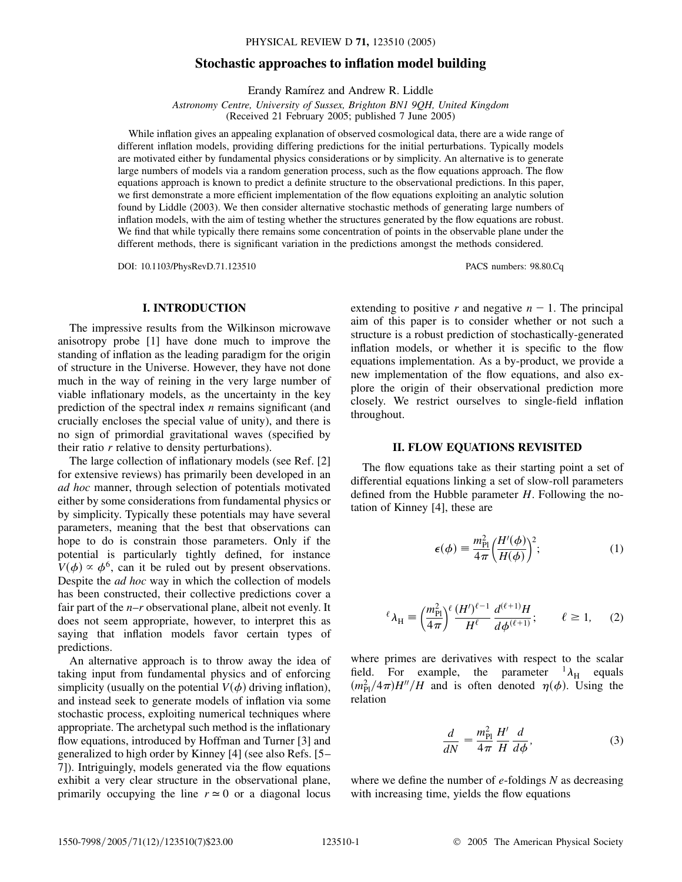# Stochastic approaches to inflation model building

Erandy Ramírez and Andrew R. Liddle

*Astronomy Centre, University of Sussex, Brighton BN1 9QH, United Kingdom*
(Received 21 February 2005; published 7 June 2005)

While inflation gives an appealing explanation of observed cosmological data, there are a wide range of different inflation models, providing differing predictions for the initial perturbations. Typically models are motivated either by fundamental physics considerations or by simplicity. An alternative is to generate large numbers of models via a random generation process, such as the flow equations approach. The flow equations approach is known to predict a definite structure to the observational predictions. In this paper, we first demonstrate a more efficient implementation of the flow equations exploiting an analytic solution found by Liddle (2003). We then consider alternative stochastic methods of generating large numbers of inflation models, with the aim of testing whether the structures generated by the flow equations are robust. We find that while typically there remains some concentration of points in the observable plane under the different methods, there is significant variation in the predictions amongst the methods considered.

DOI: 10.1103/PhysRevD.71.123510 PACS numbers: 98.80.Cq

## I. INTRODUCTION

The impressive results from the Wilkinson microwave anisotropy probe [1] have done much to improve the standing of inflation as the leading paradigm for the origin of structure in the Universe. However, they have not done much in the way of reining in the very large number of viable inflationary models, as the uncertainty in the key prediction of the spectral index $n$ remains significant (and crucially encloses the special value of unity), and there is no sign of primordial gravitational waves (specified by their ratio $r$ relative to density perturbations).

The large collection of inflationary models (see Ref. [2] for extensive reviews) has primarily been developed in an *ad hoc* manner, through selection of potentials motivated either by some considerations from fundamental physics or by simplicity. Typically these potentials may have several parameters, meaning that the best that observations can hope to do is constrain those parameters. Only if the potential is particularly tightly defined, for instance $V(\phi) \propto \phi^6$, can it be ruled out by present observations. Despite the *ad hoc* way in which the collection of models has been constructed, their collective predictions cover a fair part of the $n$–$r$ observational plane, albeit not evenly. It does not seem appropriate, however, to interpret this as saying that inflation models favor certain types of predictions.

An alternative approach is to throw away the idea of taking input from fundamental physics and of enforcing simplicity (usually on the potential $V(\phi)$ driving inflation), and instead seek to generate models of inflation via some stochastic process, exploiting numerical techniques where appropriate. The archetypal such method is the inflationary flow equations, introduced by Hoffman and Turner [3] and generalized to high order by Kinney [4] (see also Refs. [5–7]). Intriguingly, models generated via the flow equations exhibit a very clear structure in the observational plane, primarily occupying the line $r \simeq 0$ or a diagonal locus extending to positive $r$ and negative $n-1$. The principal aim of this paper is to consider whether or not such a structure is a robust prediction of stochastically-generated inflation models, or whether it is specific to the flow equations implementation. As a by-product, we provide a new implementation of the flow equations, and also explore the origin of their observational prediction more closely. We restrict ourselves to single-field inflation throughout.

## II. FLOW EQUATIONS REVISITED

The flow equations take as their starting point a set of differential equations linking a set of slow-roll parameters defined from the Hubble parameter $H$. Following the notation of Kinney [4], these are

$$\epsilon(\phi) \equiv \frac{m_{\rm Pl}^2}{4\pi}\left(\frac{H'(\phi)}{H(\phi)}\right)^2; \tag{1}$$

$${}^{\ell}\lambda_{\rm H} \equiv \left(\frac{m_{\rm Pl}^2}{4\pi}\right)^{\ell} \frac{(H')^{\ell-1}}{H^{\ell}} \frac{d^{(\ell+1)}H}{d\phi^{(\ell+1)}}; \qquad \ell \geq 1, \tag{2}$$

where primes are derivatives with respect to the scalar field. For example, the parameter ${}^{1}\lambda_{\rm H}$ equals $(m_{\rm Pl}^2/4\pi)H''/H$ and is often denoted $\eta(\phi)$. Using the relation

$$\frac{d}{dN} = \frac{m_{\rm Pl}^2}{4\pi}\frac{H'}{H}\frac{d}{d\phi}, \tag{3}$$

where we define the number of $e$-foldings $N$ as decreasing with increasing time, yields the flow equations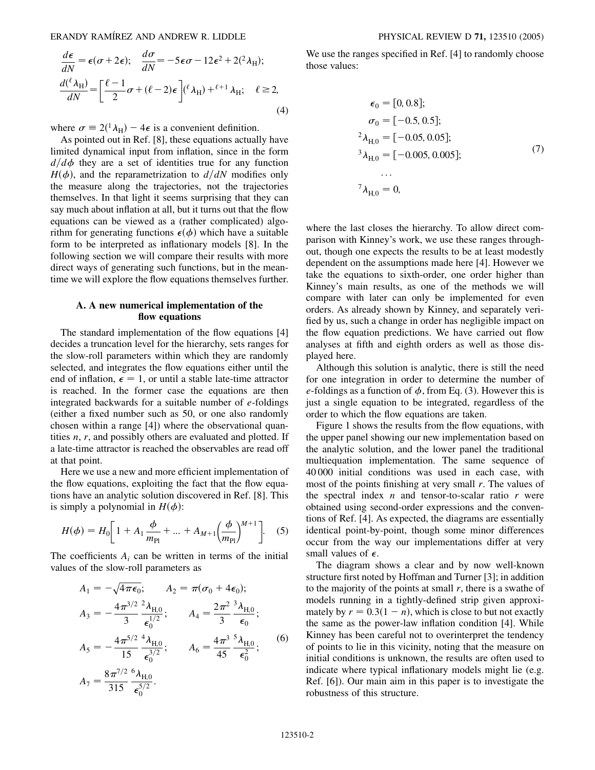$$\frac{d\epsilon}{dN} = \epsilon(\sigma + 2\epsilon); \quad \frac{d\sigma}{dN} = -5\epsilon\sigma - 12\epsilon^2 + 2({}^2\lambda_{\rm H});$$
$$\frac{d({}^\ell\lambda_{\rm H})}{dN} = \left[\frac{\ell - 1}{2}\sigma + (\ell - 2)\epsilon\right]({}^\ell\lambda_{\rm H}) + {}^{\ell+1}\lambda_{\rm H}; \quad \ell \geq 2, \tag{4}$$

where $\sigma \equiv 2({}^1\lambda_{\rm H}) - 4\epsilon$ is a convenient definition.

As pointed out in Ref. [8], these equations actually have limited dynamical input from inflation, since in the form $d/d\phi$ they are a set of identities true for any function $H(\phi)$, and the reparametrization to $d/dN$ modifies only the measure along the trajectories, not the trajectories themselves. In that light it seems surprising that they can say much about inflation at all, but it turns out that the flow equations can be viewed as a (rather complicated) algorithm for generating functions $\epsilon(\phi)$ which have a suitable form to be interpreted as inflationary models [8]. In the following section we will compare their results with more direct ways of generating such functions, but in the meantime we will explore the flow equations themselves further.

### A. A new numerical implementation of the flow equations

The standard implementation of the flow equations [4] decides a truncation level for the hierarchy, sets ranges for the slow-roll parameters within which they are randomly selected, and integrates the flow equations either until the end of inflation, $\epsilon = 1$, or until a stable late-time attractor is reached. In the former case the equations are then integrated backwards for a suitable number of $e$-foldings (either a fixed number such as 50, or one also randomly chosen within a range [4]) where the observational quantities $n$, $r$, and possibly others are evaluated and plotted. If a late-time attractor is reached the observables are read off at that point.

Here we use a new and more efficient implementation of the flow equations, exploiting the fact that the flow equations have an analytic solution discovered in Ref. [8]. This is simply a polynomial in $H(\phi)$:

$$H(\phi) = H_0\left[1 + A_1\frac{\phi}{m_{\rm Pl}} + \ldots + A_{M+1}\left(\frac{\phi}{m_{\rm Pl}}\right)^{M+1}\right]. \tag{5}$$

The coefficients $A_i$ can be written in terms of the initial values of the slow-roll parameters as

$$A_1 = -\sqrt{4\pi\epsilon_0}; \qquad A_2 = \pi(\sigma_0 + 4\epsilon_0);$$
$$A_3 = -\frac{4\pi^{3/2}}{3}\frac{{}^2\lambda_{\rm H,0}}{\epsilon_0^{1/2}}; \qquad A_4 = \frac{2\pi^2}{3}\frac{{}^3\lambda_{\rm H,0}}{\epsilon_0};$$
$$A_5 = -\frac{4\pi^{5/2}}{15}\frac{{}^4\lambda_{\rm H,0}}{\epsilon_0^{3/2}}; \qquad A_6 = \frac{4\pi^3}{45}\frac{{}^5\lambda_{\rm H,0}}{\epsilon_0^2}; \tag{6}$$
$$A_7 = \frac{8\pi^{7/2}}{315}\frac{{}^6\lambda_{\rm H,0}}{\epsilon_0^{5/2}}.$$

We use the ranges specified in Ref. [4] to randomly choose those values:

$$\begin{aligned}
\epsilon_0 &= [0, 0.8]; \\
\sigma_0 &= [-0.5, 0.5]; \\
{}^2\lambda_{\rm H,0} &= [-0.05, 0.05]; \\
{}^3\lambda_{\rm H,0} &= [-0.005, 0.005]; \\
&\ldots \\
{}^7\lambda_{\rm H,0} &= 0,
\end{aligned} \tag{7}$$

where the last closes the hierarchy. To allow direct comparison with Kinney's work, we use these ranges throughout, though one expects the results to be at least modestly dependent on the assumptions made here [4]. However we take the equations to sixth-order, one order higher than Kinney's main results, as one of the methods we will compare with later can only be implemented for even orders. As already shown by Kinney, and separately verified by us, such a change in order has negligible impact on the flow equation predictions. We have carried out flow analyses at fifth and eighth orders as well as those displayed here.

Although this solution is analytic, there is still the need for one integration in order to determine the number of $e$-foldings as a function of $\phi$, from Eq. (3). However this is just a single equation to be integrated, regardless of the order to which the flow equations are taken.

Figure 1 shows the results from the flow equations, with the upper panel showing our new implementation based on the analytic solution, and the lower panel the traditional multiequation implementation. The same sequence of 40 000 initial conditions was used in each case, with most of the points finishing at very small $r$. The values of the spectral index $n$ and tensor-to-scalar ratio $r$ were obtained using second-order expressions and the conventions of Ref. [4]. As expected, the diagrams are essentially identical point-by-point, though some minor differences occur from the way our implementations differ at very small values of $\epsilon$.

The diagram shows a clear and by now well-known structure first noted by Hoffman and Turner [3]; in addition to the majority of the points at small $r$, there is a swathe of models running in a tightly-defined strip given approximately by $r = 0.3(1 - n)$, which is close to but not exactly the same as the power-law inflation condition [4]. While Kinney has been careful not to overinterpret the tendency of points to lie in this vicinity, noting that the measure on initial conditions is unknown, the results are often used to indicate where typical inflationary models might lie (e.g. Ref. [6]). Our main aim in this paper is to investigate the robustness of this structure.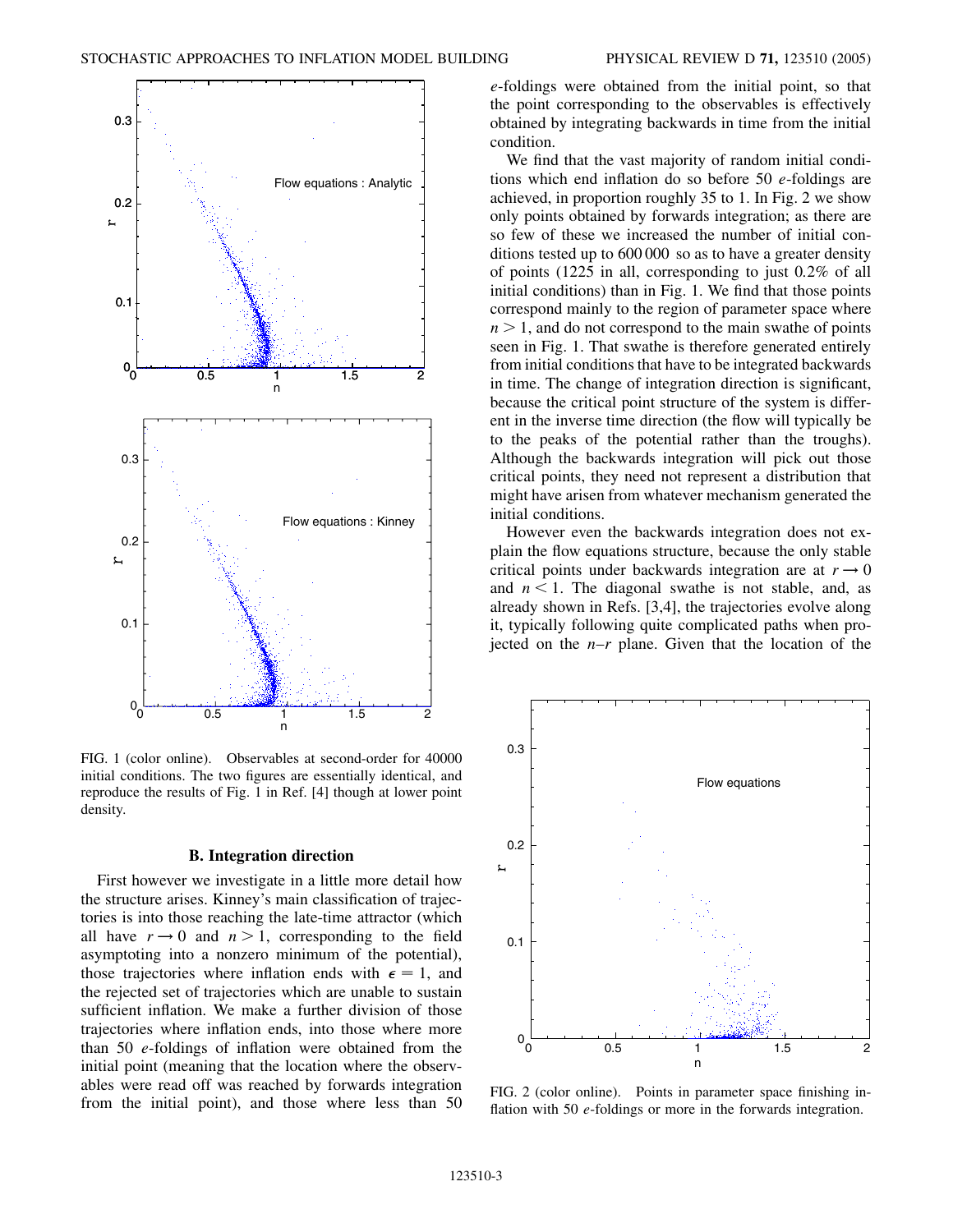FIG. 1 (color online). Observables at second-order for 40000 initial conditions. The two figures are essentially identical, and reproduce the results of Fig. 1 in Ref. [4] though at lower point density.

### B. Integration direction

First however we investigate in a little more detail how the structure arises. Kinney's main classification of trajectories is into those reaching the late-time attractor (which all have $r \to 0$ and $n > 1$, corresponding to the field asymptoting into a nonzero minimum of the potential), those trajectories where inflation ends with $\epsilon = 1$, and the rejected set of trajectories which are unable to sustain sufficient inflation. We make a further division of those trajectories where inflation ends, into those where more than 50 $e$-foldings of inflation were obtained from the initial point (meaning that the location where the observables were read off was reached by forwards integration from the initial point), and those where less than 50 $e$-foldings were obtained from the initial point, so that the point corresponding to the observables is effectively obtained by integrating backwards in time from the initial condition.

We find that the vast majority of random initial conditions which end inflation do so before 50 $e$-foldings are achieved, in proportion roughly 35 to 1. In Fig. 2 we show only points obtained by forwards integration; as there are so few of these we increased the number of initial conditions tested up to 600 000 so as to have a greater density of points (1225 in all, corresponding to just 0.2% of all initial conditions) than in Fig. 1. We find that those points correspond mainly to the region of parameter space where $n > 1$, and do not correspond to the main swathe of points seen in Fig. 1. That swathe is therefore generated entirely from initial conditions that have to be integrated backwards in time. The change of integration direction is significant, because the critical point structure of the system is different in the inverse time direction (the flow will typically be to the peaks of the potential rather than the troughs). Although the backwards integration will pick out those critical points, they need not represent a distribution that might have arisen from whatever mechanism generated the initial conditions.

However even the backwards integration does not explain the flow equations structure, because the only stable critical points under backwards integration are at $r \to 0$ and $n < 1$. The diagonal swathe is not stable, and, as already shown in Refs. [3,4], the trajectories evolve along it, typically following quite complicated paths when projected on the $n$–$r$ plane. Given that the location of the

FIG. 2 (color online). Points in parameter space finishing inflation with 50 $e$-foldings or more in the forwards integration.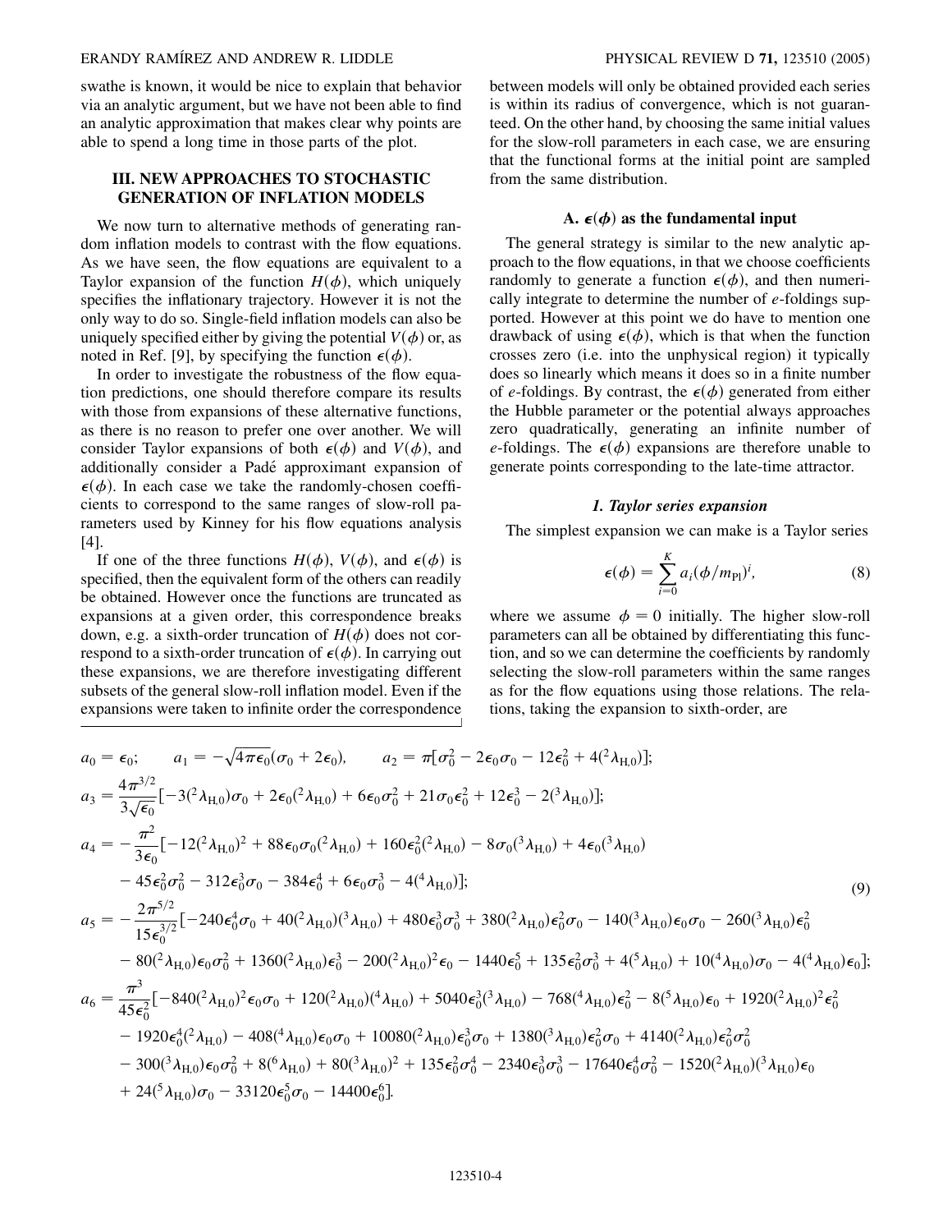swathe is known, it would be nice to explain that behavior via an analytic argument, but we have not been able to find an analytic approximation that makes clear why points are able to spend a long time in those parts of the plot.

## III. NEW APPROACHES TO STOCHASTIC GENERATION OF INFLATION MODELS

We now turn to alternative methods of generating random inflation models to contrast with the flow equations. As we have seen, the flow equations are equivalent to a Taylor expansion of the function $H(\phi)$, which uniquely specifies the inflationary trajectory. However it is not the only way to do so. Single-field inflation models can also be uniquely specified either by giving the potential $V(\phi)$ or, as noted in Ref. [9], by specifying the function $\epsilon(\phi)$.

In order to investigate the robustness of the flow equation predictions, one should therefore compare its results with those from expansions of these alternative functions, as there is no reason to prefer one over another. We will consider Taylor expansions of both $\epsilon(\phi)$ and $V(\phi)$, and additionally consider a Padé approximant expansion of $\epsilon(\phi)$. In each case we take the randomly-chosen coefficients to correspond to the same ranges of slow-roll parameters used by Kinney for his flow equations analysis [4].

If one of the three functions $H(\phi)$, $V(\phi)$, and $\epsilon(\phi)$ is specified, then the equivalent form of the others can readily be obtained. However once the functions are truncated as expansions at a given order, this correspondence breaks down, e.g. a sixth-order truncation of $H(\phi)$ does not correspond to a sixth-order truncation of $\epsilon(\phi)$. In carrying out these expansions, we are therefore investigating different subsets of the general slow-roll inflation model. Even if the expansions were taken to infinite order the correspondence between models will only be obtained provided each series is within its radius of convergence, which is not guaranteed. On the other hand, by choosing the same initial values for the slow-roll parameters in each case, we are ensuring that the functional forms at the initial point are sampled from the same distribution.

### A. $\epsilon(\phi)$ as the fundamental input

The general strategy is similar to the new analytic approach to the flow equations, in that we choose coefficients randomly to generate a function $\epsilon(\phi)$, and then numerically integrate to determine the number of $e$-foldings supported. However at this point we do have to mention one drawback of using $\epsilon(\phi)$, which is that when the function crosses zero (i.e. into the unphysical region) it typically does so linearly which means it does so in a finite number of $e$-foldings. By contrast, the $\epsilon(\phi)$ generated from either the Hubble parameter or the potential always approaches zero quadratically, generating an infinite number of $e$-foldings. The $\epsilon(\phi)$ expansions are therefore unable to generate points corresponding to the late-time attractor.

#### *1. Taylor series expansion*

The simplest expansion we can make is a Taylor series

$$\epsilon(\phi) = \sum_{i=0}^{K} a_i (\phi/m_{\rm Pl})^i, \tag{8}$$

where we assume $\phi = 0$ initially. The higher slow-roll parameters can all be obtained by differentiating this function, and so we can determine the coefficients by randomly selecting the slow-roll parameters within the same ranges as for the flow equations using those relations. The relations, taking the expansion to sixth-order, are

$$
\begin{aligned}
a_0 &= \epsilon_0; \qquad a_1 = -\sqrt{4\pi\epsilon_0}(\sigma_0 + 2\epsilon_0), \qquad a_2 = \pi[\sigma_0^2 - 2\epsilon_0\sigma_0 - 12\epsilon_0^2 + 4({}^2\lambda_{\rm H,0})];\\
a_3 &= \frac{4\pi^{3/2}}{3\sqrt{\epsilon_0}}[-3({}^2\lambda_{\rm H,0})\sigma_0 + 2\epsilon_0({}^2\lambda_{\rm H,0}) + 6\epsilon_0\sigma_0^2 + 21\sigma_0\epsilon_0^2 + 12\epsilon_0^3 - 2({}^3\lambda_{\rm H,0})];\\
a_4 &= -\frac{\pi^2}{3\epsilon_0}[-12({}^2\lambda_{\rm H,0})^2 + 88\epsilon_0\sigma_0({}^2\lambda_{\rm H,0}) + 160\epsilon_0^2({}^2\lambda_{\rm H,0}) - 8\sigma_0({}^3\lambda_{\rm H,0}) + 4\epsilon_0({}^3\lambda_{\rm H,0})\\
&\quad - 45\epsilon_0^2\sigma_0^2 - 312\epsilon_0^3\sigma_0 - 384\epsilon_0^4 + 6\epsilon_0\sigma_0^3 - 4({}^4\lambda_{\rm H,0})];\\
a_5 &= -\frac{2\pi^{5/2}}{15\epsilon_0^{3/2}}[-240\epsilon_0^4\sigma_0 + 40({}^2\lambda_{\rm H,0})({}^3\lambda_{\rm H,0}) + 480\epsilon_0^3\sigma_0^3 + 380({}^2\lambda_{\rm H,0})\epsilon_0^2\sigma_0 - 140({}^3\lambda_{\rm H,0})\epsilon_0\sigma_0 - 260({}^3\lambda_{\rm H,0})\epsilon_0^2\\
&\quad - 80({}^2\lambda_{\rm H,0})\epsilon_0\sigma_0^2 + 1360({}^2\lambda_{\rm H,0})\epsilon_0^3 - 200({}^2\lambda_{\rm H,0})^2\epsilon_0 - 1440\epsilon_0^5 + 135\epsilon_0^2\sigma_0^3 + 4({}^5\lambda_{\rm H,0}) + 10({}^4\lambda_{\rm H,0})\sigma_0 - 4({}^4\lambda_{\rm H,0})\epsilon_0];\\
a_6 &= \frac{\pi^3}{45\epsilon_0^2}[-840({}^2\lambda_{\rm H,0})^2\epsilon_0\sigma_0 + 120({}^2\lambda_{\rm H,0})({}^4\lambda_{\rm H,0}) + 5040\epsilon_0^3({}^3\lambda_{\rm H,0}) - 768({}^4\lambda_{\rm H,0})\epsilon_0^2 - 8({}^5\lambda_{\rm H,0})\epsilon_0 + 1920({}^2\lambda_{\rm H,0})^2\epsilon_0^2\\
&\quad - 1920\epsilon_0^4({}^2\lambda_{\rm H,0}) - 408({}^4\lambda_{\rm H,0})\epsilon_0\sigma_0 + 10080({}^2\lambda_{\rm H,0})\epsilon_0^3\sigma_0 + 1380({}^3\lambda_{\rm H,0})\epsilon_0^2\sigma_0 + 4140({}^2\lambda_{\rm H,0})\epsilon_0^2\sigma_0^2\\
&\quad - 300({}^3\lambda_{\rm H,0})\epsilon_0\sigma_0^2 + 8({}^6\lambda_{\rm H,0}) + 80({}^3\lambda_{\rm H,0})^2 + 135\epsilon_0^2\sigma_0^4 - 2340\epsilon_0^3\sigma_0^3 - 17640\epsilon_0^4\sigma_0^2 - 1520({}^2\lambda_{\rm H,0})({}^3\lambda_{\rm H,0})\epsilon_0\\
&\quad + 24({}^5\lambda_{\rm H,0})\sigma_0 - 33120\epsilon_0^5\sigma_0 - 14400\epsilon_0^6].
\end{aligned}
\tag{9}
$$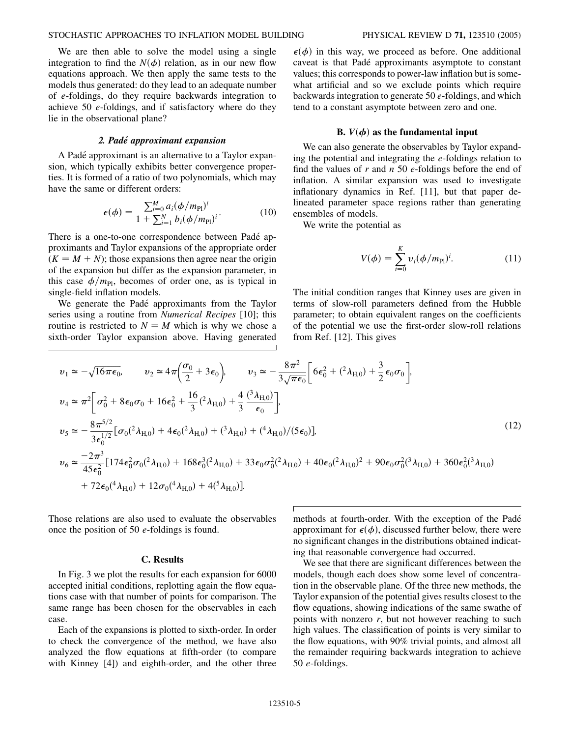We are then able to solve the model using a single integration to find the $N(\phi)$ relation, as in our new flow equations approach. We then apply the same tests to the models thus generated: do they lead to an adequate number of $e$-foldings, do they require backwards integration to achieve 50 $e$-foldings, and if satisfactory where do they lie in the observational plane?

#### *2. Padé approximant expansion*

A Padé approximant is an alternative to a Taylor expansion, which typically exhibits better convergence properties. It is formed of a ratio of two polynomials, which may have the same or different orders:

$$\epsilon(\phi) = \frac{\sum_{i=0}^{M} a_i(\phi/m_{\rm Pl})^i}{1 + \sum_{i=1}^{N} b_i(\phi/m_{\rm Pl})^i}. \tag{10}$$

There is a one-to-one correspondence between Padé approximants and Taylor expansions of the appropriate order ($K = M + N$); those expansions then agree near the origin of the expansion but differ as the expansion parameter, in this case $\phi/m_{\rm Pl}$, becomes of order one, as is typical in single-field inflation models.

We generate the Padé approximants from the Taylor series using a routine from *Numerical Recipes* [10]; this routine is restricted to $N = M$ which is why we chose a sixth-order Taylor expansion above. Having generated $\epsilon(\phi)$ in this way, we proceed as before. One additional caveat is that Padé approximants asymptote to constant values; this corresponds to power-law inflation but is somewhat artificial and so we exclude points which require backwards integration to generate 50 $e$-foldings, and which tend to a constant asymptote between zero and one.

### B. $V(\phi)$ as the fundamental input

We can also generate the observables by Taylor expanding the potential and integrating the $e$-foldings relation to find the values of $r$ and $n$ 50 $e$-foldings before the end of inflation. A similar expansion was used to investigate inflationary dynamics in Ref. [11], but that paper delineated parameter space regions rather than generating ensembles of models.

We write the potential as

$$V(\phi) = \sum_{i=0}^{K} v_i(\phi/m_{\rm Pl})^i. \tag{11}$$

The initial condition ranges that Kinney uses are given in terms of slow-roll parameters defined from the Hubble parameter; to obtain equivalent ranges on the coefficients of the potential we use the first-order slow-roll relations from Ref. [12]. This gives

$$\begin{aligned}
&v_1 \simeq -\sqrt{16\pi\epsilon_0}, \qquad v_2 \simeq 4\pi\left(\frac{\sigma_0}{2} + 3\epsilon_0\right), \qquad v_3 \simeq -\frac{8\pi^2}{3\sqrt{\pi\epsilon_0}}\left[6\epsilon_0^2 + ({}^2\lambda_{\rm H,0}) + \frac{3}{2}\epsilon_0\sigma_0\right],\\
&v_4 \simeq \pi^2\left[\sigma_0^2 + 8\epsilon_0\sigma_0 + 16\epsilon_0^2 + \frac{16}{3}({}^2\lambda_{\rm H,0}) + \frac{4}{3}\frac{({}^3\lambda_{\rm H,0})}{\epsilon_0}\right],\\
&v_5 \simeq -\frac{8\pi^{5/2}}{3\epsilon_0^{1/2}}[\sigma_0({}^2\lambda_{\rm H,0}) + 4\epsilon_0({}^2\lambda_{\rm H,0}) + ({}^3\lambda_{\rm H,0}) + ({}^4\lambda_{\rm H,0})/(5\epsilon_0)],\\
&v_6 \simeq \frac{-2\pi^3}{45\epsilon_0^2}[174\epsilon_0^2\sigma_0({}^2\lambda_{\rm H,0}) + 168\epsilon_0^3({}^2\lambda_{\rm H,0}) + 33\epsilon_0\sigma_0^2({}^2\lambda_{\rm H,0}) + 40\epsilon_0({}^2\lambda_{\rm H,0})^2 + 90\epsilon_0\sigma_0^2({}^3\lambda_{\rm H,0}) + 360\epsilon_0^2({}^3\lambda_{\rm H,0})\\
&\qquad + 72\epsilon_0({}^4\lambda_{\rm H,0}) + 12\sigma_0({}^4\lambda_{\rm H,0}) + 4({}^5\lambda_{\rm H,0})].
\end{aligned} \tag{12}$$

Those relations are also used to evaluate the observables once the position of 50 $e$-foldings is found.

### C. Results

In Fig. 3 we plot the results for each expansion for 6000 accepted initial conditions, replotting again the flow equations case with that number of points for comparison. The same range has been chosen for the observables in each case.

Each of the expansions is plotted to sixth-order. In order to check the convergence of the method, we have also analyzed the flow equations at fifth-order (to compare with Kinney [4]) and eighth-order, and the other three methods at fourth-order. With the exception of the Padé approximant for $\epsilon(\phi)$, discussed further below, there were no significant changes in the distributions obtained indicating that reasonable convergence had occurred.

We see that there are significant differences between the models, though each does show some level of concentration in the observable plane. Of the three new methods, the Taylor expansion of the potential gives results closest to the flow equations, showing indications of the same swathe of points with nonzero $r$, but not however reaching to such high values. The classification of points is very similar to the flow equations, with 90% trivial points, and almost all the remainder requiring backwards integration to achieve 50 $e$-foldings.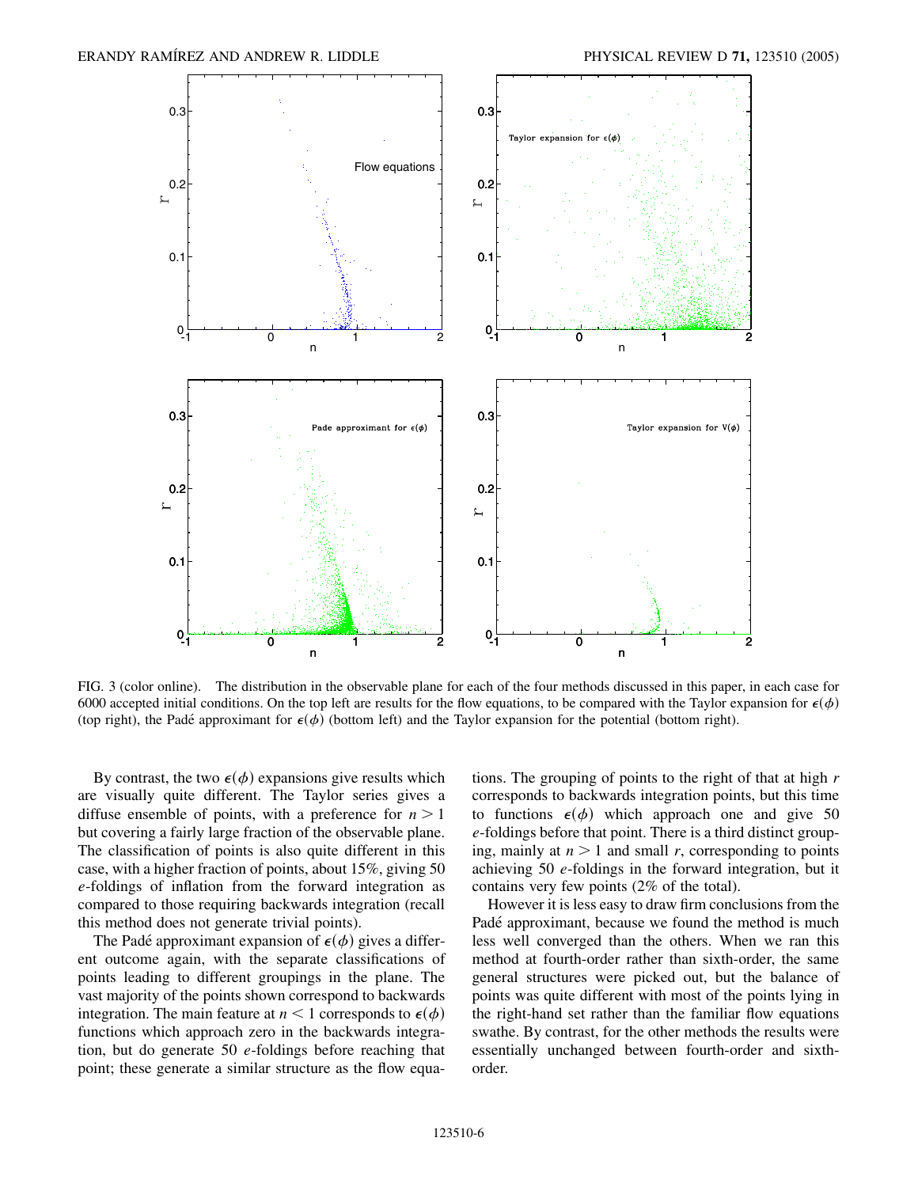FIG. 3 (color online). The distribution in the observable plane for each of the four methods discussed in this paper, in each case for 6000 accepted initial conditions. On the top left are results for the flow equations, to be compared with the Taylor expansion for $\epsilon(\phi)$ (top right), the Padé approximant for $\epsilon(\phi)$ (bottom left) and the Taylor expansion for the potential (bottom right).

By contrast, the two $\epsilon(\phi)$ expansions give results which are visually quite different. The Taylor series gives a diffuse ensemble of points, with a preference for $n > 1$ but covering a fairly large fraction of the observable plane. The classification of points is also quite different in this case, with a higher fraction of points, about 15%, giving 50 $e$-foldings of inflation from the forward integration as compared to those requiring backwards integration (recall this method does not generate trivial points).

The Padé approximant expansion of $\epsilon(\phi)$ gives a different outcome again, with the separate classifications of points leading to different groupings in the plane. The vast majority of the points shown correspond to backwards integration. The main feature at $n < 1$ corresponds to $\epsilon(\phi)$ functions which approach zero in the backwards integration, but do generate 50 $e$-foldings before reaching that point; these generate a similar structure as the flow equations. The grouping of points to the right of that at high $r$ corresponds to backwards integration points, but this time to functions $\epsilon(\phi)$ which approach one and give 50 $e$-foldings before that point. There is a third distinct grouping, mainly at $n > 1$ and small $r$, corresponding to points achieving 50 $e$-foldings in the forward integration, but it contains very few points (2% of the total).

However it is less easy to draw firm conclusions from the Padé approximant, because we found the method is much less well converged than the others. When we ran this method at fourth-order rather than sixth-order, the same general structures were picked out, but the balance of points was quite different with most of the points lying in the right-hand set rather than the familiar flow equations swathe. By contrast, for the other methods the results were essentially unchanged between fourth-order and sixth-order.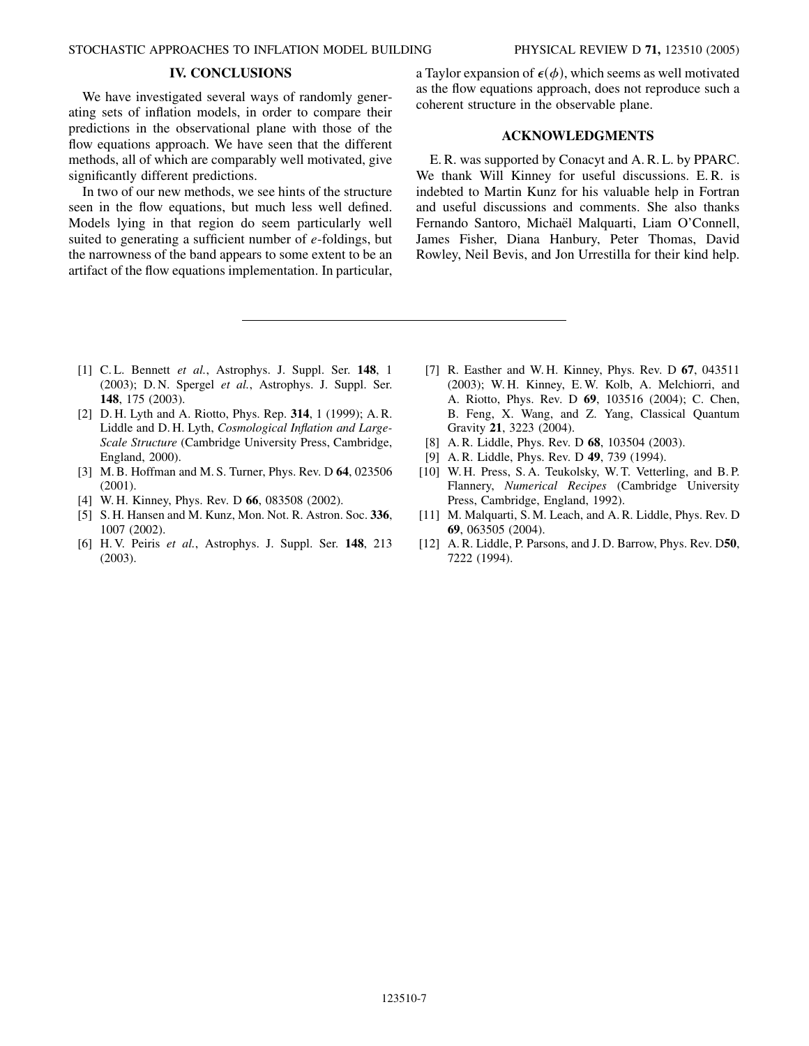## IV. CONCLUSIONS

We have investigated several ways of randomly generating sets of inflation models, in order to compare their predictions in the observational plane with those of the flow equations approach. We have seen that the different methods, all of which are comparably well motivated, give significantly different predictions.

In two of our new methods, we see hints of the structure seen in the flow equations, but much less well defined. Models lying in that region do seem particularly well suited to generating a sufficient number of $e$-foldings, but the narrowness of the band appears to some extent to be an artifact of the flow equations implementation. In particular, a Taylor expansion of $\epsilon(\phi)$, which seems as well motivated as the flow equations approach, does not reproduce such a coherent structure in the observable plane.

## ACKNOWLEDGMENTS

E. R. was supported by Conacyt and A. R. L. by PPARC. We thank Will Kinney for useful discussions. E. R. is indebted to Martin Kunz for his valuable help in Fortran and useful discussions and comments. She also thanks Fernando Santoro, Michaël Malquarti, Liam O'Connell, James Fisher, Diana Hanbury, Peter Thomas, David Rowley, Neil Bevis, and Jon Urrestilla for their kind help.

---

[1] C. L. Bennett *et al.*, Astrophys. J. Suppl. Ser. **148**, 1 (2003); D. N. Spergel *et al.*, Astrophys. J. Suppl. Ser. **148**, 175 (2003).

[2] D. H. Lyth and A. Riotto, Phys. Rep. **314**, 1 (1999); A. R. Liddle and D. H. Lyth, *Cosmological Inflation and Large-Scale Structure* (Cambridge University Press, Cambridge, England, 2000).

[3] M. B. Hoffman and M. S. Turner, Phys. Rev. D **64**, 023506 (2001).

[4] W. H. Kinney, Phys. Rev. D **66**, 083508 (2002).

[5] S. H. Hansen and M. Kunz, Mon. Not. R. Astron. Soc. **336**, 1007 (2002).

[6] H. V. Peiris *et al.*, Astrophys. J. Suppl. Ser. **148**, 213 (2003).

[7] R. Easther and W. H. Kinney, Phys. Rev. D **67**, 043511 (2003); W. H. Kinney, E. W. Kolb, A. Melchiorri, and A. Riotto, Phys. Rev. D **69**, 103516 (2004); C. Chen, B. Feng, X. Wang, and Z. Yang, Classical Quantum Gravity **21**, 3223 (2004).

[8] A. R. Liddle, Phys. Rev. D **68**, 103504 (2003).

[9] A. R. Liddle, Phys. Rev. D **49**, 739 (1994).

[10] W. H. Press, S. A. Teukolsky, W. T. Vetterling, and B. P. Flannery, *Numerical Recipes* (Cambridge University Press, Cambridge, England, 1992).

[11] M. Malquarti, S. M. Leach, and A. R. Liddle, Phys. Rev. D **69**, 063505 (2004).

[12] A. R. Liddle, P. Parsons, and J. D. Barrow, Phys. Rev. D**50**, 7222 (1994).